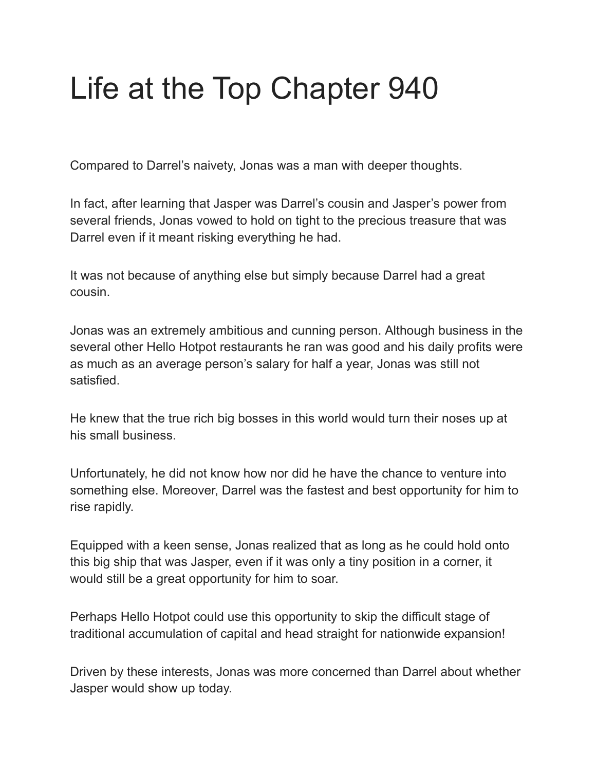# Life at the Top Chapter 940

Compared to Darrel's naivety, Jonas was a man with deeper thoughts.

In fact, after learning that Jasper was Darrel's cousin and Jasper's power from several friends, Jonas vowed to hold on tight to the precious treasure that was Darrel even if it meant risking everything he had.

It was not because of anything else but simply because Darrel had a great cousin.

Jonas was an extremely ambitious and cunning person. Although business in the several other Hello Hotpot restaurants he ran was good and his daily profits were as much as an average person's salary for half a year, Jonas was still not satisfied.

He knew that the true rich big bosses in this world would turn their noses up at his small business.

Unfortunately, he did not know how nor did he have the chance to venture into something else. Moreover, Darrel was the fastest and best opportunity for him to rise rapidly.

Equipped with a keen sense, Jonas realized that as long as he could hold onto this big ship that was Jasper, even if it was only a tiny position in a corner, it would still be a great opportunity for him to soar.

Perhaps Hello Hotpot could use this opportunity to skip the difficult stage of traditional accumulation of capital and head straight for nationwide expansion!

Driven by these interests, Jonas was more concerned than Darrel about whether Jasper would show up today.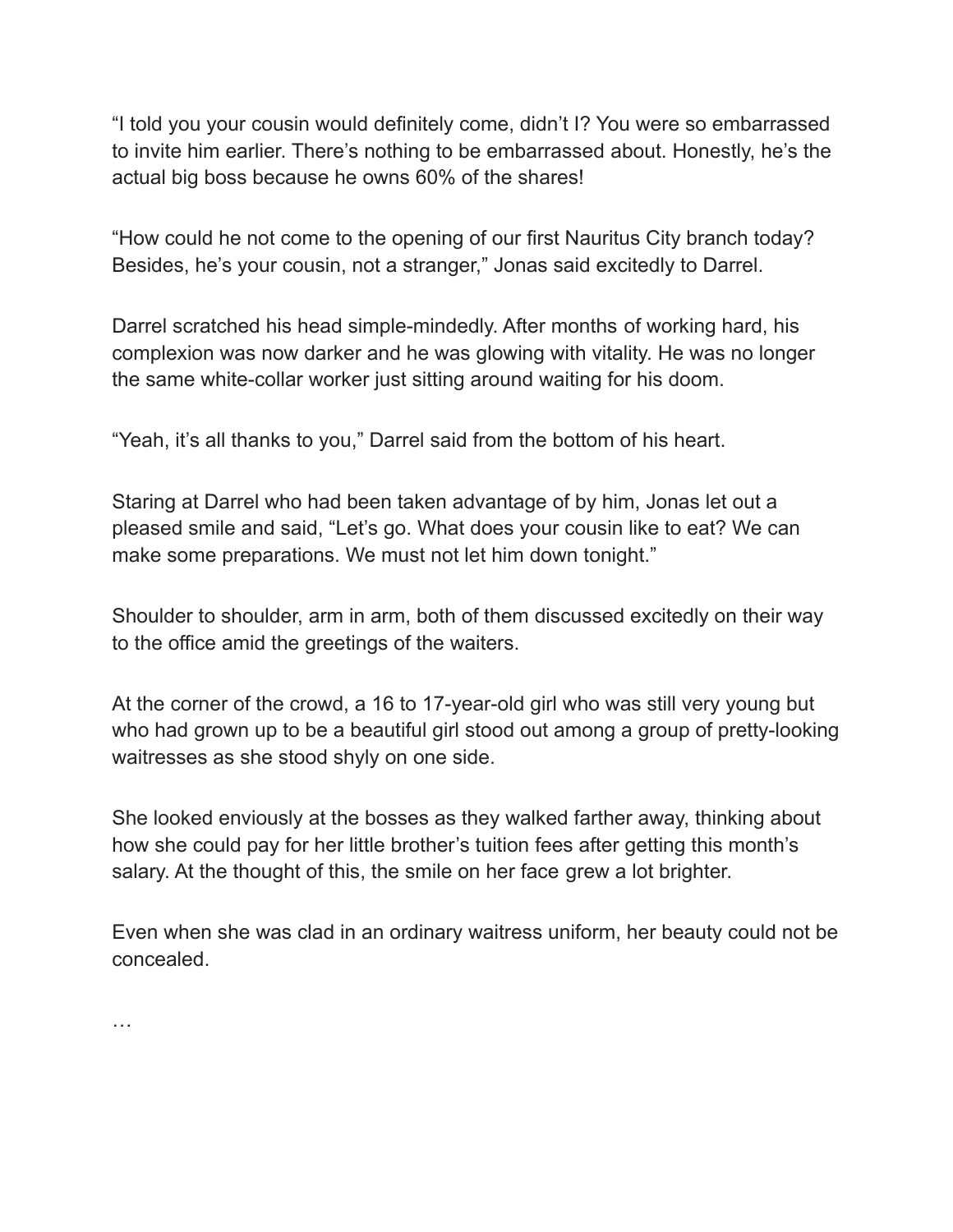"I told you your cousin would definitely come, didn't I? You were so embarrassed to invite him earlier. There's nothing to be embarrassed about. Honestly, he's the actual big boss because he owns 60% of the shares!

"How could he not come to the opening of our first Nauritus City branch today? Besides, he's your cousin, not a stranger," Jonas said excitedly to Darrel.

Darrel scratched his head simple-mindedly. After months of working hard, his complexion was now darker and he was glowing with vitality. He was no longer the same white-collar worker just sitting around waiting for his doom.

"Yeah, it's all thanks to you," Darrel said from the bottom of his heart.

Staring at Darrel who had been taken advantage of by him, Jonas let out a pleased smile and said, "Let's go. What does your cousin like to eat? We can make some preparations. We must not let him down tonight."

Shoulder to shoulder, arm in arm, both of them discussed excitedly on their way to the office amid the greetings of the waiters.

At the corner of the crowd, a 16 to 17-year-old girl who was still very young but who had grown up to be a beautiful girl stood out among a group of pretty-looking waitresses as she stood shyly on one side.

She looked enviously at the bosses as they walked farther away, thinking about how she could pay for her little brother's tuition fees after getting this month's salary. At the thought of this, the smile on her face grew a lot brighter.

Even when she was clad in an ordinary waitress uniform, her beauty could not be concealed.

…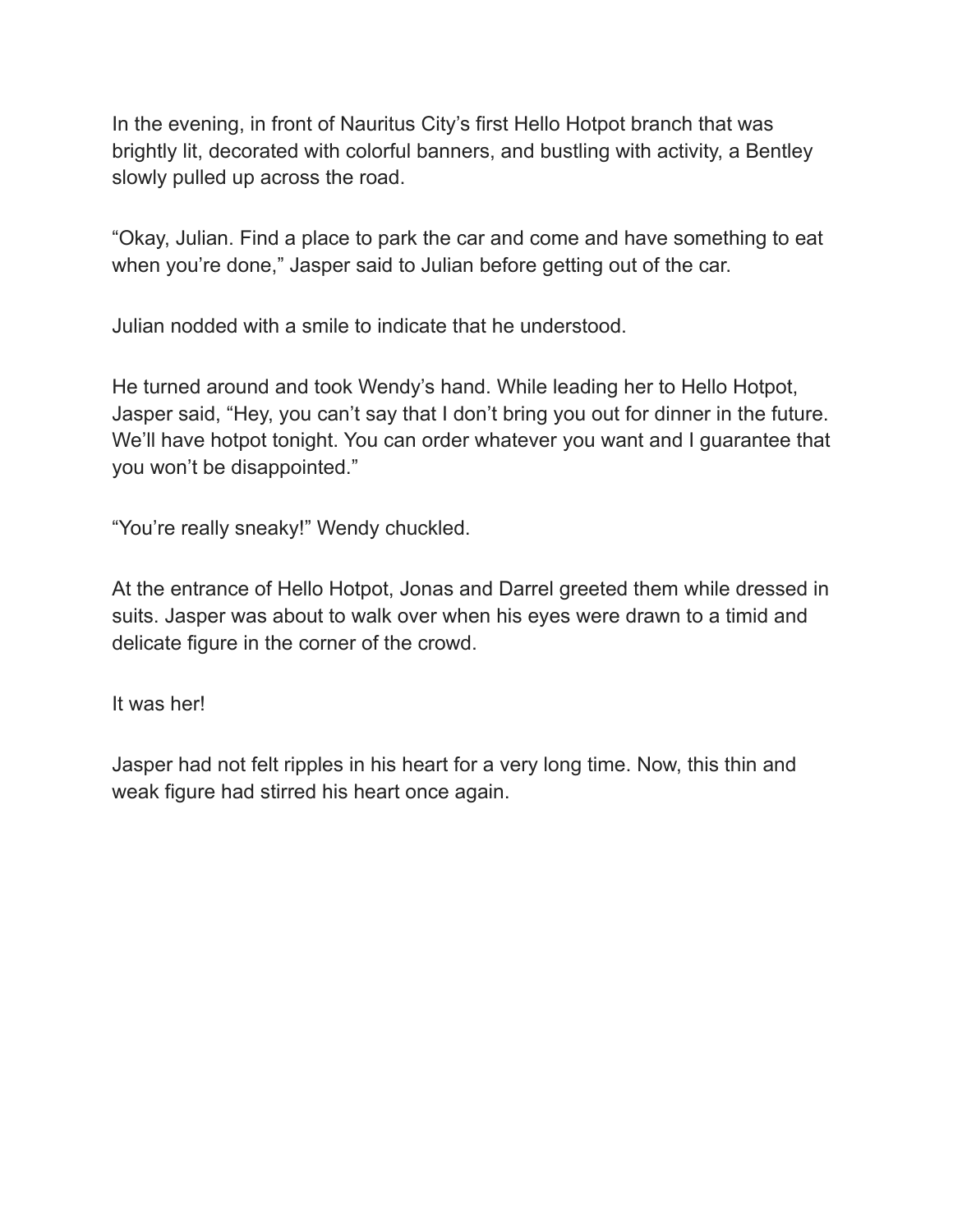In the evening, in front of Nauritus City's first Hello Hotpot branch that was brightly lit, decorated with colorful banners, and bustling with activity, a Bentley slowly pulled up across the road.

"Okay, Julian. Find a place to park the car and come and have something to eat when you're done," Jasper said to Julian before getting out of the car.

Julian nodded with a smile to indicate that he understood.

He turned around and took Wendy's hand. While leading her to Hello Hotpot, Jasper said, "Hey, you can't say that I don't bring you out for dinner in the future. We'll have hotpot tonight. You can order whatever you want and I guarantee that you won't be disappointed."

"You're really sneaky!" Wendy chuckled.

At the entrance of Hello Hotpot, Jonas and Darrel greeted them while dressed in suits. Jasper was about to walk over when his eyes were drawn to a timid and delicate figure in the corner of the crowd.

It was her!

Jasper had not felt ripples in his heart for a very long time. Now, this thin and weak figure had stirred his heart once again.